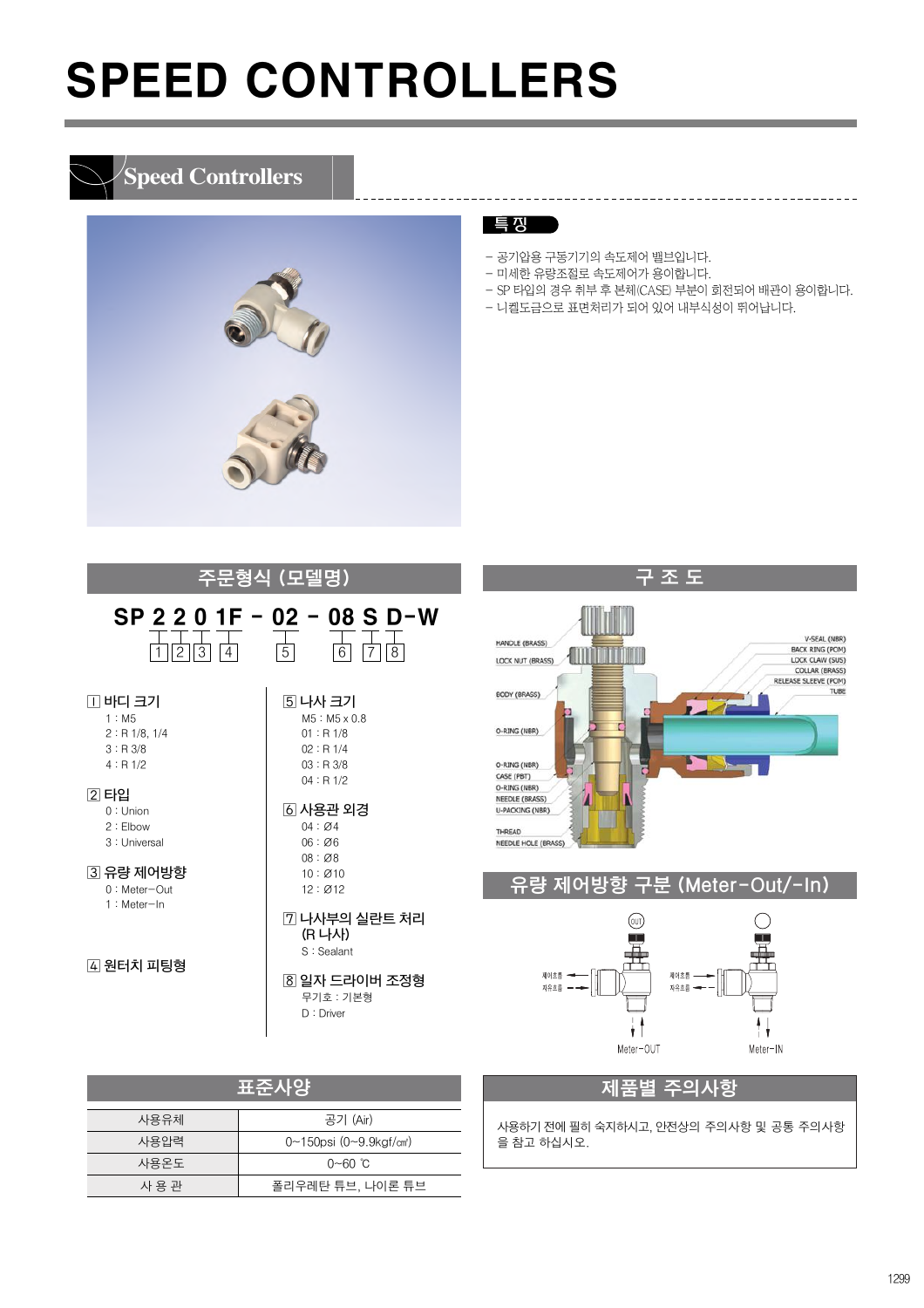# SPEED CONTROLLERS

## Speed Controllers

### 특 징

- 공기압용 구동기기의 속도제어 밸브입니다.
- 미세한 유량조절로 속도제어가 용이합니다.
- SP 타입의 경우 취부 후 본체(CASE) 부분이 회전되어 배관이 용이합니다.
- 니켈도금으로 표면처리가 되어 있어 내부식성이 뛰어납니다.

### 주문형식 (모델명)

**SP 2 2 0 1F - 02 - 08 S D-W**

1 2 3 4 5 6 7 8

1 바디 크기
- 1 : M5
- 2 : R 1/8, 1/4
- 3 : R 3/8
- 4 : R 1/2

2 타입
- 0 : Union
- 2 : Elbow
- 3 : Universal

3 유량 제어방향
- 0 : Meter-Out
- 1 : Meter-In

4 원터치 피팅형

5 나사 크기
- M5 : M5 x 0.8
- 01 : R 1/8
- 02 : R 1/4
- 03 : R 3/8
- 04 : R 1/2

6 사용관 외경
- 04 : Ø4
- 06 : Ø6
- 08 : Ø8
- 10 : Ø10
- 12 : Ø12

7 나사부의 실란트 처리 (R 나사)
- S : Sealant

8 일자 드라이버 조정형
- 무기호 : 기본형
- D : Driver

### 구 조 도

HANDLE (BRASS), LOCK NUT (BRASS), BODY (BRASS), O-RING (NBR), O-RING (NBR), CASE (PBT), O-RING (NBR), NEEDLE (BRASS), U-PACKING (NBR), THREAD, NEEDLE HOLE (BRASS), V-SEAL (NBR), BACK RING (POM), LOCK CLAW (SUS), COLLAR (BRASS), RELEASE SLEEVE (POM), TUBE

### 유량 제어방향 구분 (Meter-Out/-In)

제어흐름 / 자유흐름

Meter-OUT　　Meter-IN

### 표준사양

| 사용유체 | 공기 (Air) |
|---|---|
| 사용압력 | 0~150psi (0~9.9kgf/㎠) |
| 사용온도 | 0~60 ℃ |
| 사 용 관 | 폴리우레탄 튜브, 나이론 튜브 |

### 제품별 주의사항

사용하기 전에 필히 숙지하시고, 안전상의 주의사항 및 공통 주의사항을 참고 하십시오.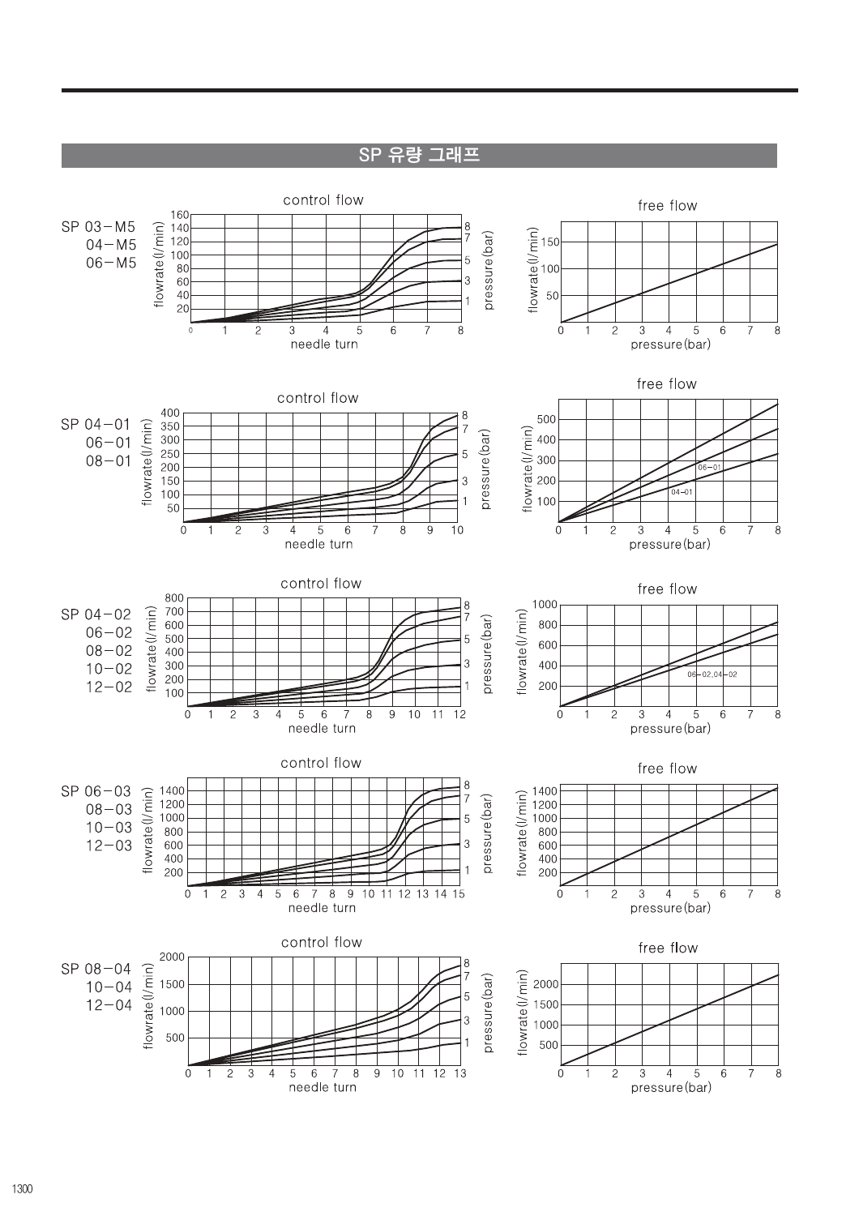## SP 유량 그래프

SP 03−M5
04−M5
06−M5

control flow

free flow

SP 04−01
06−01
08−01

control flow

free flow

SP 04−02
06−02
08−02
10−02
12−02

control flow

free flow

SP 06−03
08−03
10−03
12−03

control flow

free flow

SP 08−04
10−04
12−04

control flow

free flow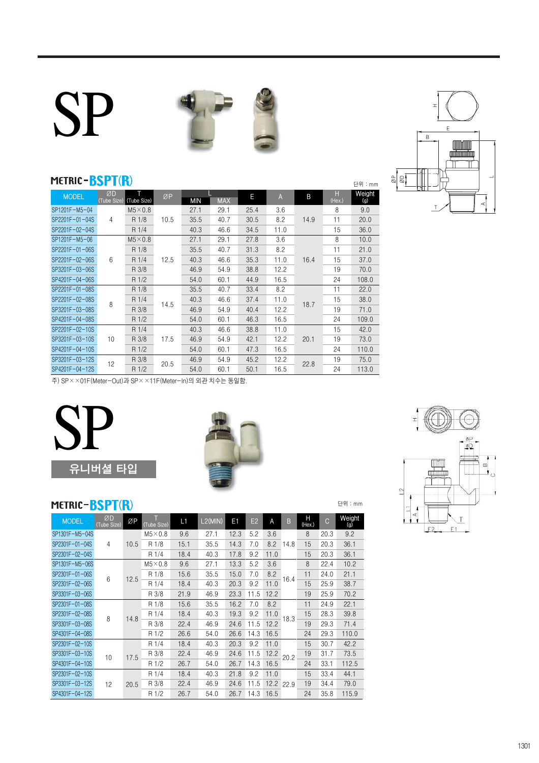# SP

## METRIC-BSPT(R)

단위 : mm

| MODEL | ØD (Tube Size) | T (Tube Size) | ØP | L MIN | L MAX | E | A | B | H (Hex.) | Weight (g) |
|---|---|---|---|---|---|---|---|---|---|---|
| SP1201F-M5-04 | 4 | M5×0.8 | 10.5 | 27.1 | 29.1 | 25.4 | 3.6 | 14.9 | 8 | 9.0 |
| SP2201F-01-04S | | R 1/8 | | 35.5 | 40.7 | 30.5 | 8.2 | | 11 | 20.0 |
| SP2201F-02-04S | | R 1/4 | | 40.3 | 46.6 | 34.5 | 11.0 | | 15 | 36.0 |
| SP1201F-M5-06 | 6 | M5×0.8 | 12.5 | 27.1 | 29.1 | 27.8 | 3.6 | 16.4 | 8 | 10.0 |
| SP2201F-01-06S | | R 1/8 | | 35.5 | 40.7 | 31.3 | 8.2 | | 11 | 21.0 |
| SP2201F-02-06S | | R 1/4 | | 40.3 | 46.6 | 35.3 | 11.0 | | 15 | 37.0 |
| SP3201F-03-06S | | R 3/8 | | 46.9 | 54.9 | 38.8 | 12.2 | | 19 | 70.0 |
| SP4201F-04-06S | | R 1/2 | | 54.0 | 60.1 | 44.9 | 16.5 | | 24 | 108.0 |
| SP2201F-01-08S | 8 | R 1/8 | 14.5 | 35.5 | 40.7 | 33.4 | 8.2 | 18.7 | 11 | 22.0 |
| SP2201F-02-08S | | R 1/4 | | 40.3 | 46.6 | 37.4 | 11.0 | | 15 | 38.0 |
| SP3201F-03-08S | | R 3/8 | | 46.9 | 54.9 | 40.4 | 12.2 | | 19 | 71.0 |
| SP4201F-04-08S | | R 1/2 | | 54.0 | 60.1 | 46.3 | 16.5 | | 24 | 109.0 |
| SP2201F-02-10S | 10 | R 1/4 | 17.5 | 40.3 | 46.6 | 38.8 | 11.0 | 20.1 | 15 | 42.0 |
| SP3201F-03-10S | | R 3/8 | | 46.9 | 54.9 | 42.1 | 12.2 | | 19 | 73.0 |
| SP4201F-04-10S | | R 1/2 | | 54.0 | 60.1 | 47.3 | 16.5 | | 24 | 110.0 |
| SP3201F-03-12S | 12 | R 3/8 | 20.5 | 46.9 | 54.9 | 45.2 | 12.2 | 22.8 | 19 | 75.0 |
| SP4201F-04-12S | | R 1/2 | | 54.0 | 60.1 | 50.1 | 16.5 | | 24 | 113.0 |

주) SP××01F(Meter-Out)과 SP××11F(Meter-In)의 외관 치수는 동일함.

# SP

## 유니버셜 타입

## METRIC-BSPT(R)

단위 : mm

| MODEL | ØD (Tube Size) | ØP | T (Tube Size) | L1 | L2(MIN) | E1 | E2 | A | B | H (Hex.) | C | Weight (g) |
|---|---|---|---|---|---|---|---|---|---|---|---|---|
| SP1301F-M5-04S | 4 | 10.5 | M5×0.8 | 9.6 | 27.1 | 12.3 | 5.2 | 3.6 | 14.8 | 8 | 20.3 | 9.2 |
| SP2301F-01-04S | | | R 1/8 | 15.1 | 35.5 | 14.3 | 7.0 | 8.2 | | 15 | 20.3 | 36.1 |
| SP2301F-02-04S | | | R 1/4 | 18.4 | 40.3 | 17.8 | 9.2 | 11.0 | | 15 | 20.3 | 36.1 |
| SP1301F-M5-06S | 6 | 12.5 | M5×0.8 | 9.6 | 27.1 | 13.3 | 5.2 | 3.6 | 16.4 | 8 | 22.4 | 10.2 |
| SP2301F-01-06S | | | R 1/8 | 15.6 | 35.5 | 15.0 | 7.0 | 8.2 | | 11 | 24.0 | 21.1 |
| SP2301F-02-06S | | | R 1/4 | 18.4 | 40.3 | 20.3 | 9.2 | 11.0 | | 15 | 25.9 | 38.7 |
| SP3301F-03-06S | | | R 3/8 | 21.9 | 46.9 | 23.3 | 11.5 | 12.2 | | 19 | 25.9 | 70.2 |
| SP2301F-01-08S | 8 | 14.8 | R 1/8 | 15.6 | 35.5 | 16.2 | 7.0 | 8.2 | 18.3 | 11 | 24.9 | 22.1 |
| SP2301F-02-08S | | | R 1/4 | 18.4 | 40.3 | 19.3 | 9.2 | 11.0 | | 15 | 28.3 | 39.8 |
| SP3301F-03-08S | | | R 3/8 | 22.4 | 46.9 | 24.6 | 11.5 | 12.2 | | 19 | 29.3 | 71.4 |
| SP4301F-04-08S | | | R 1/2 | 26.6 | 54.0 | 26.6 | 14.3 | 16.5 | | 24 | 29.3 | 110.0 |
| SP2301F-02-10S | 10 | 17.5 | R 1/4 | 18.4 | 40.3 | 20.3 | 9.2 | 11.0 | 20.2 | 15 | 30.7 | 42.2 |
| SP3301F-03-10S | | | R 3/8 | 22.4 | 46.9 | 24.6 | 11.5 | 12.2 | | 19 | 31.7 | 73.5 |
| SP4301F-04-10S | | | R 1/2 | 26.7 | 54.0 | 26.7 | 14.3 | 16.5 | | 24 | 33.1 | 112.5 |
| SP2301F-02-10S | 12 | 20.5 | R 1/4 | 18.4 | 40.3 | 21.8 | 9.2 | 11.0 | 22.9 | 15 | 33.4 | 44.1 |
| SP3301F-03-12S | | | R 3/8 | 22.4 | 46.9 | 24.6 | 11.5 | 12.2 | | 19 | 34.4 | 79.0 |
| SP4301F-04-12S | | | R 1/2 | 26.7 | 54.0 | 26.7 | 14.3 | 16.5 | | 24 | 35.8 | 115.9 |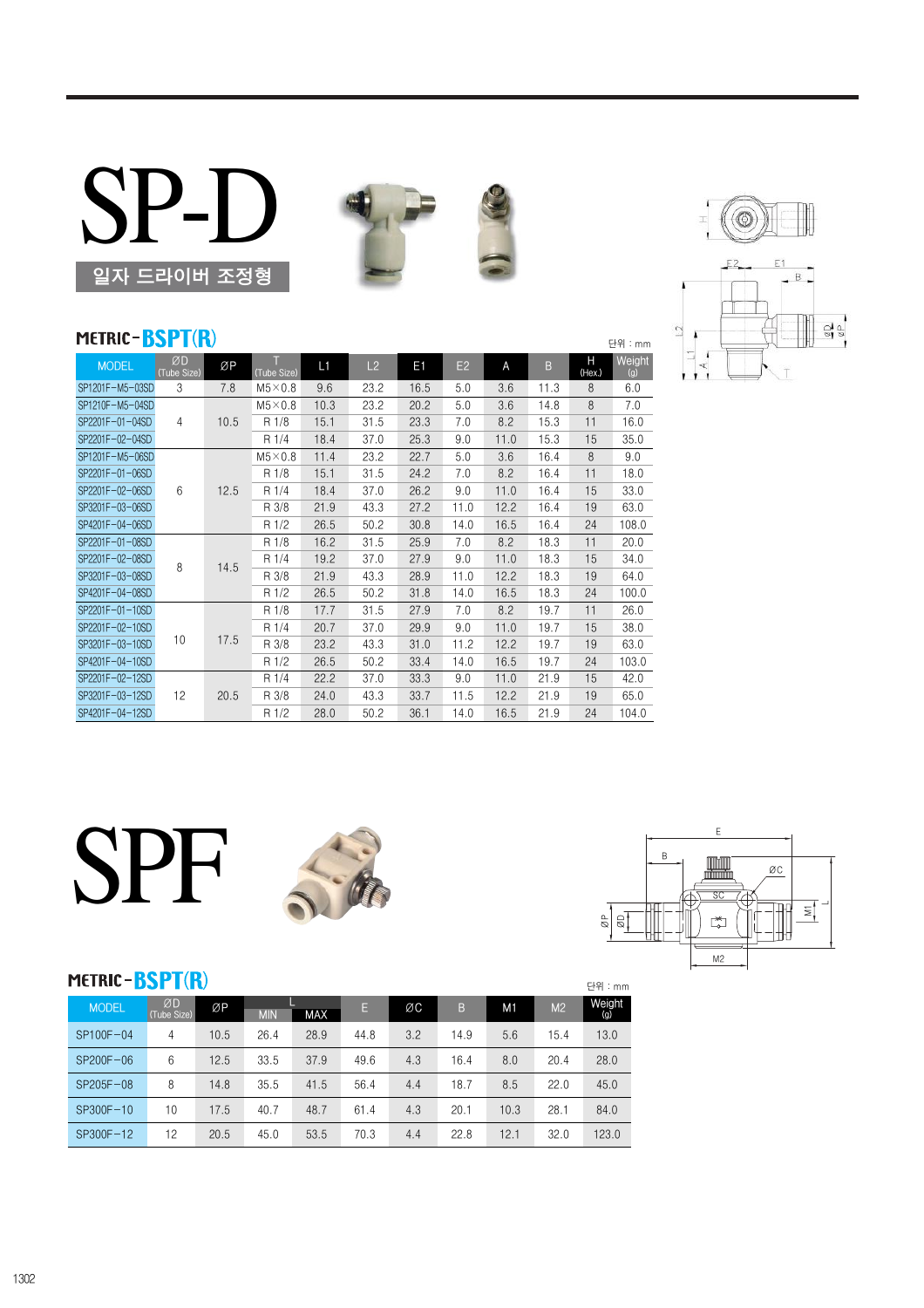# SP-D

## 일자 드라이버 조정형

### METRIC-BSPT(R)

단위 : mm

| MODEL | ØD (Tube Size) | ØP | T (Tube Size) | L1 | L2 | E1 | E2 | A | B | H (Hex.) | Weight (g) |
|---|---|---|---|---|---|---|---|---|---|---|---|
| SP1201F-M5-03SD | 3 | 7.8 | M5×0.8 | 9.6 | 23.2 | 16.5 | 5.0 | 3.6 | 11.3 | 8 | 6.0 |
| SP1210F-M5-04SD | 4 | 10.5 | M5×0.8 | 10.3 | 23.2 | 20.2 | 5.0 | 3.6 | 14.8 | 8 | 7.0 |
| SP2201F-01-04SD | | | R 1/8 | 15.1 | 31.5 | 23.3 | 7.0 | 8.2 | 15.3 | 11 | 16.0 |
| SP2201F-02-04SD | | | R 1/4 | 18.4 | 37.0 | 25.3 | 9.0 | 11.0 | 15.3 | 15 | 35.0 |
| SP1201F-M5-06SD | 6 | 12.5 | M5×0.8 | 11.4 | 23.2 | 22.7 | 5.0 | 3.6 | 16.4 | 8 | 9.0 |
| SP2201F-01-06SD | | | R 1/8 | 15.1 | 31.5 | 24.2 | 7.0 | 8.2 | 16.4 | 11 | 18.0 |
| SP2201F-02-06SD | | | R 1/4 | 18.4 | 37.0 | 26.2 | 9.0 | 11.0 | 16.4 | 15 | 33.0 |
| SP3201F-03-06SD | | | R 3/8 | 21.9 | 43.3 | 27.2 | 11.0 | 12.2 | 16.4 | 19 | 63.0 |
| SP4201F-04-06SD | | | R 1/2 | 26.5 | 50.2 | 30.8 | 14.0 | 16.5 | 16.4 | 24 | 108.0 |
| SP2201F-01-08SD | 8 | 14.5 | R 1/8 | 16.2 | 31.5 | 25.9 | 7.0 | 8.2 | 18.3 | 11 | 20.0 |
| SP2201F-02-08SD | | | R 1/4 | 19.2 | 37.0 | 27.9 | 9.0 | 11.0 | 18.3 | 15 | 34.0 |
| SP3201F-03-08SD | | | R 3/8 | 21.9 | 43.3 | 28.9 | 11.0 | 12.2 | 18.3 | 19 | 64.0 |
| SP4201F-04-08SD | | | R 1/2 | 26.5 | 50.2 | 31.8 | 14.0 | 16.5 | 18.3 | 24 | 100.0 |
| SP2201F-01-10SD | 10 | 17.5 | R 1/8 | 17.7 | 31.5 | 27.9 | 7.0 | 8.2 | 19.7 | 11 | 26.0 |
| SP2201F-02-10SD | | | R 1/4 | 20.7 | 37.0 | 29.9 | 9.0 | 11.0 | 19.7 | 15 | 38.0 |
| SP3201F-03-10SD | | | R 3/8 | 23.2 | 43.3 | 31.0 | 11.2 | 12.2 | 19.7 | 19 | 63.0 |
| SP4201F-04-10SD | | | R 1/2 | 26.5 | 50.2 | 33.4 | 14.0 | 16.5 | 19.7 | 24 | 103.0 |
| SP2201F-02-12SD | 12 | 20.5 | R 1/4 | 22.2 | 37.0 | 33.3 | 9.0 | 11.0 | 21.9 | 15 | 42.0 |
| SP3201F-03-12SD | | | R 3/8 | 24.0 | 43.3 | 33.7 | 11.5 | 12.2 | 21.9 | 19 | 65.0 |
| SP4201F-04-12SD | | | R 1/2 | 28.0 | 50.2 | 36.1 | 14.0 | 16.5 | 21.9 | 24 | 104.0 |

# SPF

### METRIC-BSPT(R)

단위 : mm

| MODEL | ØD (Tube Size) | ØP | L MIN | L MAX | E | ØC | B | M1 | M2 | Weight (g) |
|---|---|---|---|---|---|---|---|---|---|---|
| SP100F-04 | 4 | 10.5 | 26.4 | 28.9 | 44.8 | 3.2 | 14.9 | 5.6 | 15.4 | 13.0 |
| SP200F-06 | 6 | 12.5 | 33.5 | 37.9 | 49.6 | 4.3 | 16.4 | 8.0 | 20.4 | 28.0 |
| SP205F-08 | 8 | 14.8 | 35.5 | 41.5 | 56.4 | 4.4 | 18.7 | 8.5 | 22.0 | 45.0 |
| SP300F-10 | 10 | 17.5 | 40.7 | 48.7 | 61.4 | 4.3 | 20.1 | 10.3 | 28.1 | 84.0 |
| SP300F-12 | 12 | 20.5 | 45.0 | 53.5 | 70.3 | 4.4 | 22.8 | 12.1 | 32.0 | 123.0 |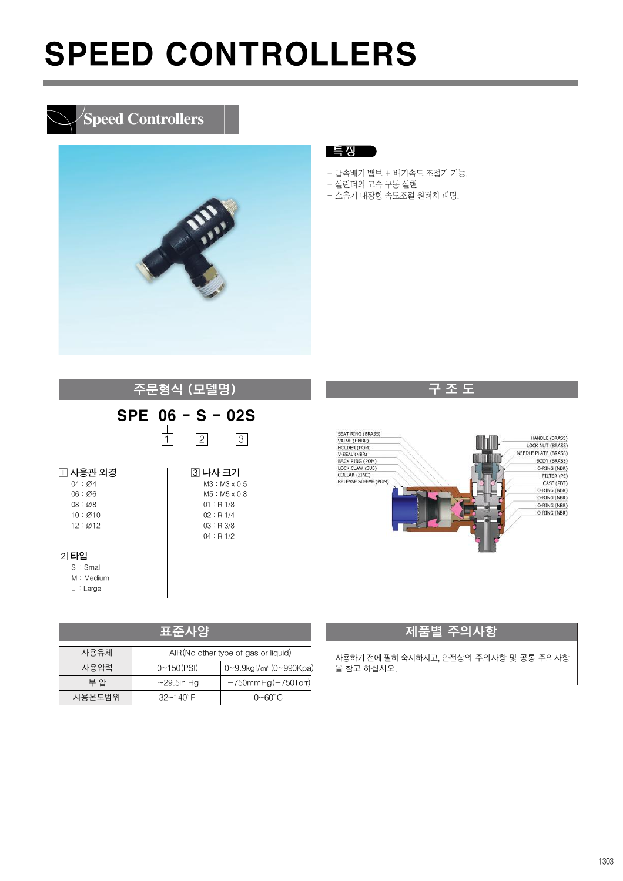# SPEED CONTROLLERS

## Speed Controllers

### 특 징

- 급속배기 밸브 + 배기속도 조절기 기능.
- 실린더의 고속 구동 실현.
- 소음기 내장형 속도조절 원터치 피팅.

### 주문형식 (모델명)

**SPE 06 - S - 02S**

1 2 3

1 사용관 외경
- 04 : Ø4
- 06 : Ø6
- 08 : Ø8
- 10 : Ø10
- 12 : Ø12

2 타입
- S : Small
- M : Medium
- L : Large

3 나사 크기
- M3 : M3 x 0.5
- M5 : M5 x 0.8
- 01 : R 1/8
- 02 : R 1/4
- 03 : R 3/8
- 04 : R 1/2

### 구 조 도

SEAT RING (BRASS)
VALVE (HNBR)
HOLDER (POM)
V-SEAL (NBR)
BACK RING (POM)
LOCK CLAW (SUS)
COLLAR (ZINC)
RELEASE SLEEVE (POM)

HANDLE (BRASS)
LOCK NUT (BRASS)
NEEDLE PLATE (BRASS)
BODY (BRASS)
O-RING (NBR)
FILTER (PE)
CASE (PBT)
O-RING (NBR)
O-RING (NBR)
O-RING (NBR)
O-RING (NBR)

### 표준사양

| 사용유체 | AIR(No other type of gas or liquid) | |
|---|---|---|
| 사용압력 | 0~150(PSI) | 0~9.9kgf/㎠ (0~990Kpa) |
| 부 압 | ~29.5in Hg | −750mmHg(−750Torr) |
| 사용온도범위 | 32~140˚F | 0~60˚C |

### 제품별 주의사항

사용하기 전에 필히 숙지하시고, 안전상의 주의사항 및 공통 주의사항을 참고 하십시오.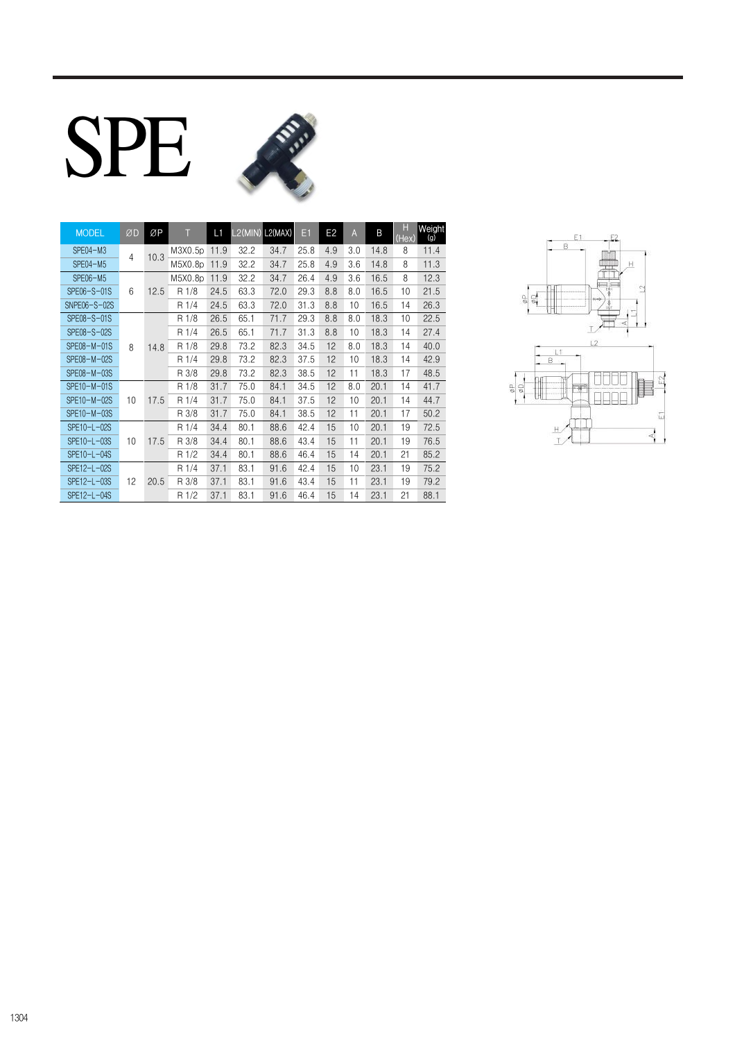# SPE

| MODEL | ØD | ØP | T | L1 | L2(MIN) | L2(MAX) | E1 | E2 | A | B | H (Hex) | Weight (g) |
|---|---|---|---|---|---|---|---|---|---|---|---|---|
| SPE04-M3 | 4 | 10.3 | M3X0.5p | 11.9 | 32.2 | 34.7 | 25.8 | 4.9 | 3.0 | 14.8 | 8 | 11.4 |
| SPE04-M5 | | | M5X0.8p | 11.9 | 32.2 | 34.7 | 25.8 | 4.9 | 3.6 | 14.8 | 8 | 11.3 |
| SPE06-M5 | 6 | 12.5 | M5X0.8p | 11.9 | 32.2 | 34.7 | 26.4 | 4.9 | 3.6 | 16.5 | 8 | 12.3 |
| SPE06-S-01S | | | R 1/8 | 24.5 | 63.3 | 72.0 | 29.3 | 8.8 | 8.0 | 16.5 | 10 | 21.5 |
| SNPE06-S-02S | | | R 1/4 | 24.5 | 63.3 | 72.0 | 31.3 | 8.8 | 10 | 16.5 | 14 | 26.3 |
| SPE08-S-01S | 8 | 14.8 | R 1/8 | 26.5 | 65.1 | 71.7 | 29.3 | 8.8 | 8.0 | 18.3 | 10 | 22.5 |
| SPE08-S-02S | | | R 1/4 | 26.5 | 65.1 | 71.7 | 31.3 | 8.8 | 10 | 18.3 | 14 | 27.4 |
| SPE08-M-01S | | | R 1/8 | 29.8 | 73.2 | 82.3 | 34.5 | 12 | 8.0 | 18.3 | 14 | 40.0 |
| SPE08-M-02S | | | R 1/4 | 29.8 | 73.2 | 82.3 | 37.5 | 12 | 10 | 18.3 | 14 | 42.9 |
| SPE08-M-03S | | | R 3/8 | 29.8 | 73.2 | 82.3 | 38.5 | 12 | 11 | 18.3 | 17 | 48.5 |
| SPE10-M-01S | 10 | 17.5 | R 1/8 | 31.7 | 75.0 | 84.1 | 34.5 | 12 | 8.0 | 20.1 | 14 | 41.7 |
| SPE10-M-02S | | | R 1/4 | 31.7 | 75.0 | 84.1 | 37.5 | 12 | 10 | 20.1 | 14 | 44.7 |
| SPE10-M-03S | | | R 3/8 | 31.7 | 75.0 | 84.1 | 38.5 | 12 | 11 | 20.1 | 17 | 50.2 |
| SPE10-L-02S | 10 | 17.5 | R 1/4 | 34.4 | 80.1 | 88.6 | 42.4 | 15 | 10 | 20.1 | 19 | 72.5 |
| SPE10-L-03S | | | R 3/8 | 34.4 | 80.1 | 88.6 | 43.4 | 15 | 11 | 20.1 | 19 | 76.5 |
| SPE10-L-04S | | | R 1/2 | 34.4 | 80.1 | 88.6 | 46.4 | 15 | 14 | 20.1 | 21 | 85.2 |
| SPE12-L-02S | 12 | 20.5 | R 1/4 | 37.1 | 83.1 | 91.6 | 42.4 | 15 | 10 | 23.1 | 19 | 75.2 |
| SPE12-L-03S | | | R 3/8 | 37.1 | 83.1 | 91.6 | 43.4 | 15 | 11 | 23.1 | 19 | 79.2 |
| SPE12-L-04S | | | R 1/2 | 37.1 | 83.1 | 91.6 | 46.4 | 15 | 14 | 23.1 | 21 | 88.1 |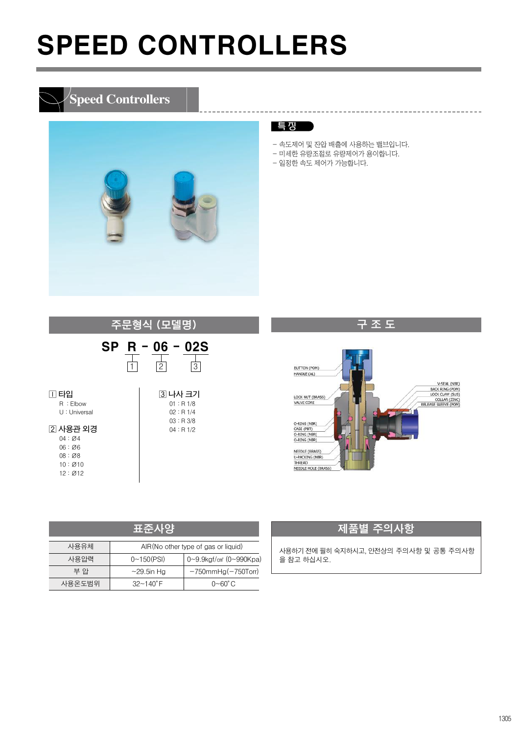# SPEED CONTROLLERS

## Speed Controllers

### 특징

- 속도제어 및 잔압 배출에 사용하는 밸브입니다.
- 미세한 유량조절로 유량제어가 용이합니다.
- 일정한 속도 제어가 가능합니다.

### 주문형식 (모델명)

**SP R - 06 - 02S**

R: 1, 06: 2, 02S: 3

1 타입
- R : Elbow
- U : Universal

2 사용관 외경
- 04 : Ø4
- 06 : Ø6
- 08 : Ø8
- 10 : Ø10
- 12 : Ø12

3 나사 크기
- 01 : R 1/8
- 02 : R 1/4
- 03 : R 3/8
- 04 : R 1/2

### 구 조 도

BUTTON (POM)
HANDLE (AL)
LOCK NUT (BRASS)
VALVE CORE
O-RING (NBR)
CASE (PBT)
O-RING (NBR)
O-RING (NBR)
NEEDLE (BRASS)
U-PACKING (NBR)
THREAD
NEEDLE HOLE (BRASS)
V-SEAL (NBR)
BACK RING (POM)
LOCK CLAW (SUS)
COLLAR (ZINC)
RELEASE SLEEVE (POM)

### 표준사양

| 사용유체 | AIR(No other type of gas or liquid) | |
|---|---|---|
| 사용압력 | 0~150(PSI) | 0~9.9kgf/㎠ (0~990Kpa) |
| 부 압 | ~29.5in Hg | −750mmHg(−750Torr) |
| 사용온도범위 | 32~140˚F | 0~60˚C |

### 제품별 주의사항

사용하기 전에 필히 숙지하시고, 안전상의 주의사항 및 공통 주의사항을 참고 하십시오.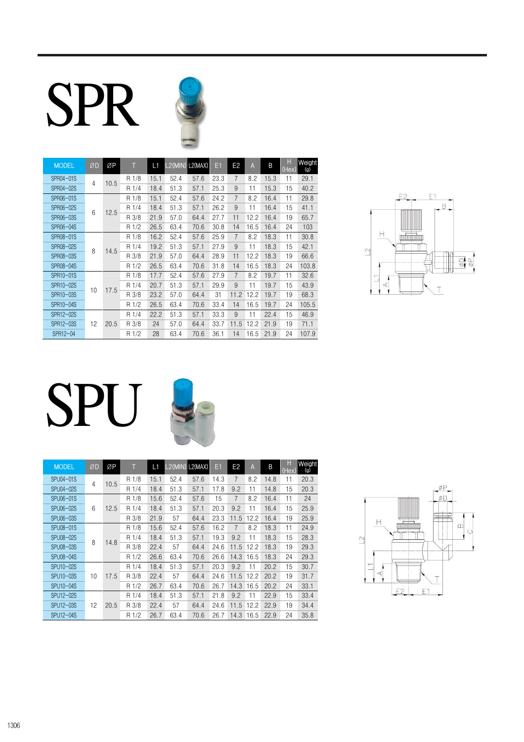# SPR

| MODEL | ØD | ØP | T | L1 | L2(MIN) | L2(MAX) | E1 | E2 | A | B | H (Hex) | Weight (g) |
|---|---|---|---|---|---|---|---|---|---|---|---|---|
| SPR04-01S | 4 | 10.5 | R 1/8 | 15.1 | 52.4 | 57.6 | 23.3 | 7 | 8.2 | 15.3 | 11 | 29.1 |
| SPR04-02S | | | R 1/4 | 18.4 | 51.3 | 57.1 | 25.3 | 9 | 11 | 15.3 | 15 | 40.2 |
| SPR06-01S | 6 | 12.5 | R 1/8 | 15.1 | 52.4 | 57.6 | 24.2 | 7 | 8.2 | 16.4 | 11 | 29.8 |
| SPR06-02S | | | R 1/4 | 18.4 | 51.3 | 57.1 | 26.2 | 9 | 11 | 16.4 | 15 | 41.1 |
| SPR06-03S | | | R 3/8 | 21.9 | 57.0 | 64.4 | 27.7 | 11 | 12.2 | 16.4 | 19 | 65.7 |
| SPR06-04S | | | R 1/2 | 26.5 | 63.4 | 70.6 | 30.8 | 14 | 16.5 | 16.4 | 24 | 103 |
| SPR08-01S | 8 | 14.5 | R 1/8 | 16.2 | 52.4 | 57.6 | 25.9 | 7 | 8.2 | 18.3 | 11 | 30.8 |
| SPR08-02S | | | R 1/4 | 19.2 | 51.3 | 57.1 | 27.9 | 9 | 11 | 18.3 | 15 | 42.1 |
| SPR08-03S | | | R 3/8 | 21.9 | 57.0 | 64.4 | 28.9 | 11 | 12.2 | 18.3 | 19 | 66.6 |
| SPR08-04S | | | R 1/2 | 26.5 | 63.4 | 70.6 | 31.8 | 14 | 16.5 | 18.3 | 24 | 103.8 |
| SPR10-01S | 10 | 17.5 | R 1/8 | 17.7 | 52.4 | 57.6 | 27.9 | 7 | 8.2 | 19.7 | 11 | 32.6 |
| SPR10-02S | | | R 1/4 | 20.7 | 51.3 | 57.1 | 29.9 | 9 | 11 | 19.7 | 15 | 43.9 |
| SPR10-03S | | | R 3/8 | 23.2 | 57.0 | 64.4 | 31 | 11.2 | 12.2 | 19.7 | 19 | 68.3 |
| SPR10-04S | | | R 1/2 | 26.5 | 63.4 | 70.6 | 33.4 | 14 | 16.5 | 19.7 | 24 | 105.5 |
| SPR12-02S | 12 | 20.5 | R 1/4 | 22.2 | 51.3 | 57.1 | 33.3 | 9 | 11 | 22.4 | 15 | 46.9 |
| SPR12-03S | | | R 3/8 | 24 | 57.0 | 64.4 | 33.7 | 11.5 | 12.2 | 21.9 | 19 | 71.1 |
| SPR12-04 | | | R 1/2 | 28 | 63.4 | 70.6 | 36.1 | 14 | 16.5 | 21.9 | 24 | 107.9 |

# SPU

| MODEL | ØD | ØP | T | L1 | L2(MIN) | L2(MAX) | E1 | E2 | A | B | H (Hex) | Weight (g) |
|---|---|---|---|---|---|---|---|---|---|---|---|---|
| SPU04-01S | 4 | 10.5 | R 1/8 | 15.1 | 52.4 | 57.6 | 14.3 | 7 | 8.2 | 14.8 | 11 | 20.3 |
| SPU04-02S | | | R 1/4 | 18.4 | 51.3 | 57.1 | 17.8 | 9.2 | 11 | 14.8 | 15 | 20.3 |
| SPU06-01S | 6 | 12.5 | R 1/8 | 15.6 | 52.4 | 57.6 | 15 | 7 | 8.2 | 16.4 | 11 | 24 |
| SPU06-02S | | | R 1/4 | 18.4 | 51.3 | 57.1 | 20.3 | 9.2 | 11 | 16.4 | 15 | 25.9 |
| SPU06-03S | | | R 3/8 | 21.9 | 57 | 64.4 | 23.3 | 11.5 | 12.2 | 16.4 | 19 | 25.9 |
| SPU08-01S | 8 | 14.8 | R 1/8 | 15.6 | 52.4 | 57.6 | 16.2 | 7 | 8.2 | 18.3 | 11 | 24.9 |
| SPU08-02S | | | R 1/4 | 18.4 | 51.3 | 57.1 | 19.3 | 9.2 | 11 | 18.3 | 15 | 28.3 |
| SPU08-03S | | | R 3/8 | 22.4 | 57 | 64.4 | 24.6 | 11.5 | 12.2 | 18.3 | 19 | 29.3 |
| SPU08-04S | | | R 1/2 | 26.6 | 63.4 | 70.6 | 26.6 | 14.3 | 16.5 | 18.3 | 24 | 29.3 |
| SPU10-02S | 10 | 17.5 | R 1/4 | 18.4 | 51.3 | 57.1 | 20.3 | 9.2 | 11 | 20.2 | 15 | 30.7 |
| SPU10-03S | | | R 3/8 | 22.4 | 57 | 64.4 | 24.6 | 11.5 | 12.2 | 20.2 | 19 | 31.7 |
| SPU10-04S | | | R 1/2 | 26.7 | 63.4 | 70.6 | 26.7 | 14.3 | 16.5 | 20.2 | 24 | 33.1 |
| SPU12-02S | 12 | 20.5 | R 1/4 | 18.4 | 51.3 | 57.1 | 21.8 | 9.2 | 11 | 22.9 | 15 | 33.4 |
| SPU12-03S | | | R 3/8 | 22.4 | 57 | 64.4 | 24.6 | 11.5 | 12.2 | 22.9 | 19 | 34.4 |
| SPU12-04S | | | R 1/2 | 26.7 | 63.4 | 70.6 | 26.7 | 14.3 | 16.5 | 22.9 | 24 | 35.8 |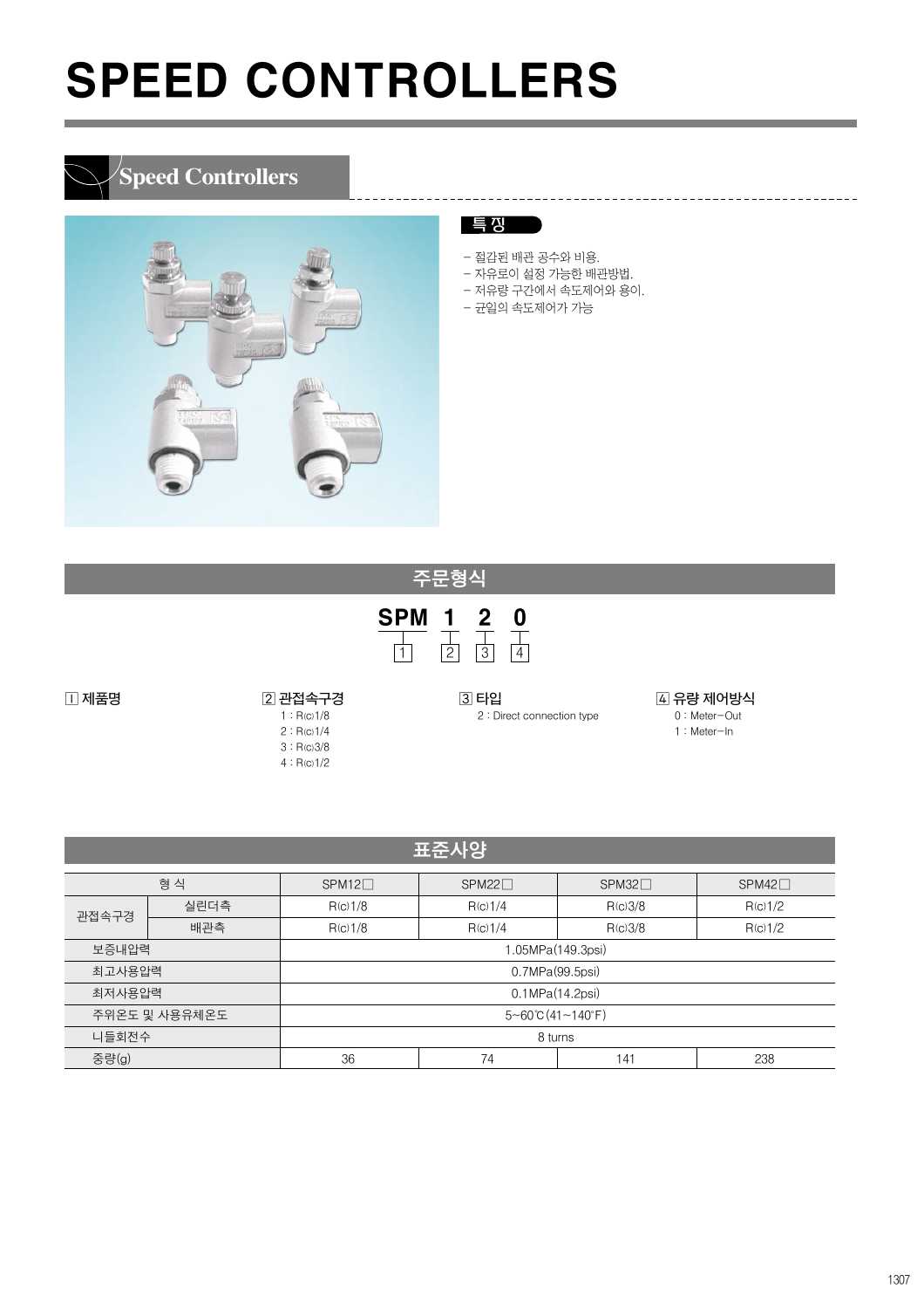# SPEED CONTROLLERS

## Speed Controllers

### 특징

- 절감된 배관 공수와 비용.
- 자유로이 설정 가능한 배관방법.
- 저유량 구간에서 속도제어와 용이.
- 균일의 속도제어가 가능

## 주문형식

**SPM 1 2 0**

1 2 3 4

**1 제품명**

**2 관접속구경**
- 1 : R(c)1/8
- 2 : R(c)1/4
- 3 : R(c)3/8
- 4 : R(c)1/2

**3 타입**
- 2 : Direct connection type

**4 유량 제어방식**
- 0 : Meter−Out
- 1 : Meter−In

## 표준사양

| 형 식 | | SPM12□ | SPM22□ | SPM32□ | SPM42□ |
|---|---|---|---|---|---|
| 관접속구경 | 실린더측 | R(c)1/8 | R(c)1/4 | R(c)3/8 | R(c)1/2 |
| | 배관측 | R(c)1/8 | R(c)1/4 | R(c)3/8 | R(c)1/2 |
| 보증내압력 | | 1.05MPa(149.3psi) | | | |
| 최고사용압력 | | 0.7MPa(99.5psi) | | | |
| 최저사용압력 | | 0.1MPa(14.2psi) | | | |
| 주위온도 및 사용유체온도 | | 5~60℃(41~140°F) | | | |
| 니들회전수 | | 8 turns | | | |
| 중량(g) | | 36 | 74 | 141 | 238 |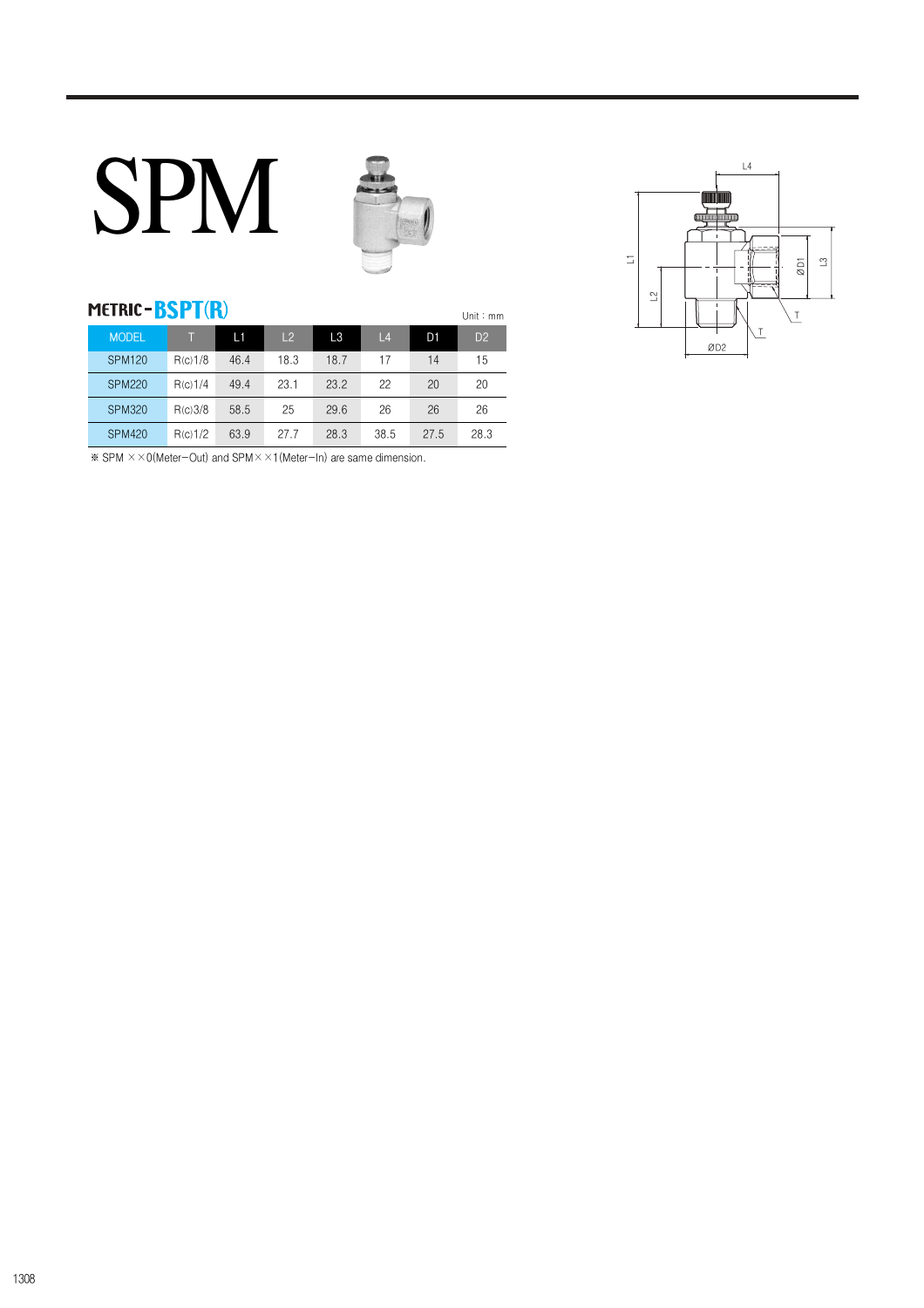# SPM

## METRIC-BSPT(R)

Unit : mm

| MODEL | T | L1 | L2 | L3 | L4 | D1 | D2 |
|---|---|---|---|---|---|---|---|
| SPM120 | R(c)1/8 | 46.4 | 18.3 | 18.7 | 17 | 14 | 15 |
| SPM220 | R(c)1/4 | 49.4 | 23.1 | 23.2 | 22 | 20 | 20 |
| SPM320 | R(c)3/8 | 58.5 | 25 | 29.6 | 26 | 26 | 26 |
| SPM420 | R(c)1/2 | 63.9 | 27.7 | 28.3 | 38.5 | 27.5 | 28.3 |

※ SPM ××0(Meter−Out) and SPM××1(Meter−In) are same dimension.

L4
L1
L2
ØD1
L3
T
T
ØD2